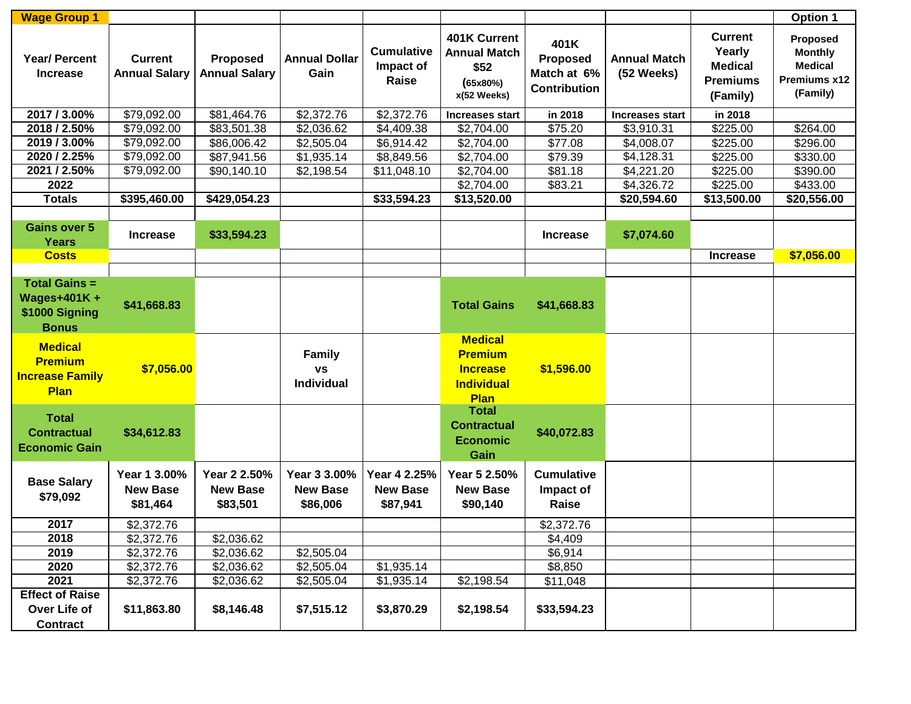| Wage Group 1 | | | | | | | | | Option 1 |
|---|---|---|---|---|---|---|---|---|---|
| Year/ Percent Increase | Current Annual Salary | Proposed Annual Salary | Annual Dollar Gain | Cumulative Impact of Raise | 401K Current Annual Match $52 (65x80%) x(52 Weeks) | 401K Proposed Match at 6% Contribution | Annual Match (52 Weeks) | Current Yearly Medical Premiums (Family) | Proposed Monthly Medical Premiums x12 (Family) |
| 2017 / 3.00% | $79,092.00 | $81,464.76 | $2,372.76 | $2,372.76 | Increases start | in 2018 | Increases start | in 2018 | |
| 2018 / 2.50% | $79,092.00 | $83,501.38 | $2,036.62 | $4,409.38 | $2,704.00 | $75.20 | $3,910.31 | $225.00 | $264.00 |
| 2019 / 3.00% | $79,092.00 | $86,006.42 | $2,505.04 | $6,914.42 | $2,704.00 | $77.08 | $4,008.07 | $225.00 | $296.00 |
| 2020 / 2.25% | $79,092.00 | $87,941.56 | $1,935.14 | $8,849.56 | $2,704.00 | $79.39 | $4,128.31 | $225.00 | $330.00 |
| 2021 / 2.50% | $79,092.00 | $90,140.10 | $2,198.54 | $11,048.10 | $2,704.00 | $81.18 | $4,221.20 | $225.00 | $390.00 |
| 2022 | | | | | $2,704.00 | $83.21 | $4,326.72 | $225.00 | $433.00 |
| **Totals** | **$395,460.00** | **$429,054.23** | | **$33,594.23** | **$13,520.00** | | **$20,594.60** | **$13,500.00** | **$20,556.00** |
| | | | | | | | | | |
| **Gains over 5 Years** | **Increase** | **$33,594.23** | | | | **Increase** | **$7,074.60** | | |
| **Costs** | | | | | | | | **Increase** | **$7,056.00** |
| | | | | | | | | | |
| **Total Gains = Wages+401K + $1000 Signing Bonus** | **$41,668.83** | | | | **Total Gains** | **$41,668.83** | | | |
| **Medical Premium Increase Family Plan** | **$7,056.00** | | **Family vs Individual** | | **Medical Premium Increase Individual Plan** | **$1,596.00** | | | |
| **Total Contractual Economic Gain** | **$34,612.83** | | | | **Total Contractual Economic Gain** | **$40,072.83** | | | |
| **Base Salary $79,092** | **Year 1 3.00% New Base $81,464** | **Year 2 2.50% New Base $83,501** | **Year 3 3.00% New Base $86,006** | **Year 4 2.25% New Base $87,941** | **Year 5 2.50% New Base $90,140** | **Cumulative Impact of Raise** | | | |
| **2017** | $2,372.76 | | | | | $2,372.76 | | | |
| **2018** | $2,372.76 | $2,036.62 | | | | $4,409 | | | |
| **2019** | $2,372.76 | $2,036.62 | $2,505.04 | | | $6,914 | | | |
| **2020** | $2,372.76 | $2,036.62 | $2,505.04 | $1,935.14 | | $8,850 | | | |
| **2021** | $2,372.76 | $2,036.62 | $2,505.04 | $1,935.14 | $2,198.54 | $11,048 | | | |
| **Effect of Raise Over Life of Contract** | **$11,863.80** | **$8,146.48** | **$7,515.12** | **$3,870.29** | **$2,198.54** | **$33,594.23** | | | |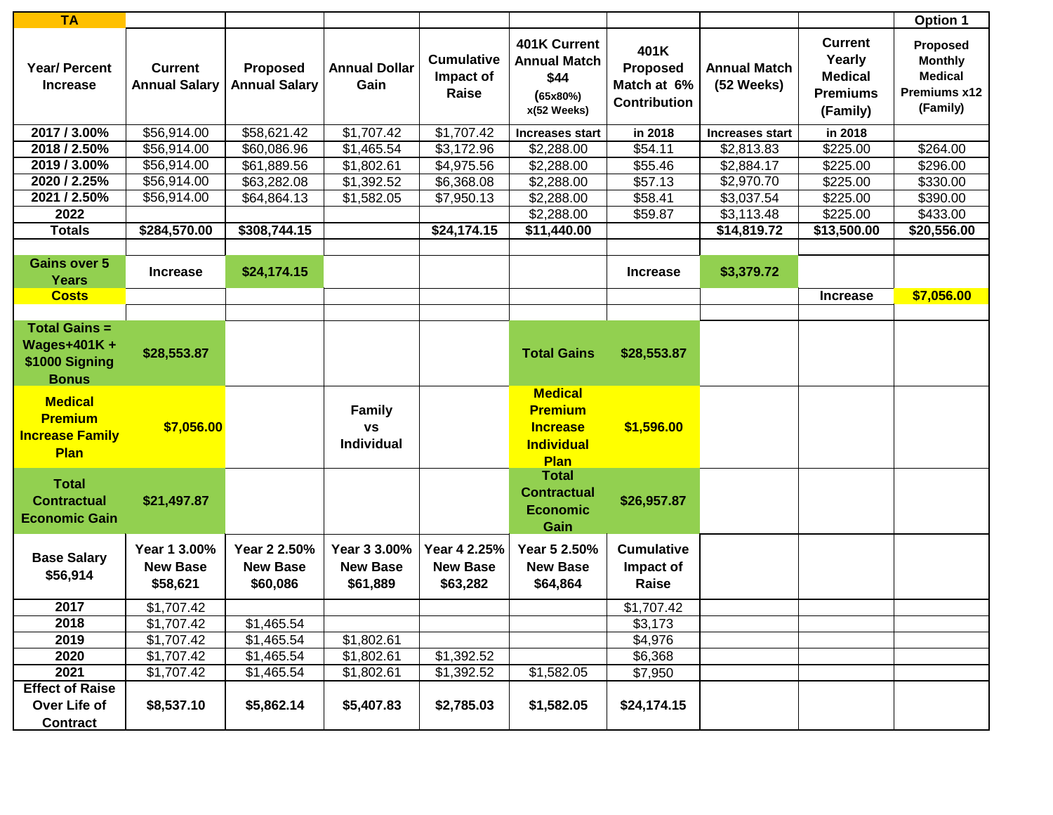| TA | | | | | | | | | Option 1 |
|---|---|---|---|---|---|---|---|---|---|
| Year/ Percent Increase | Current Annual Salary | Proposed Annual Salary | Annual Dollar Gain | Cumulative Impact of Raise | 401K Current Annual Match $44 (65x80%) x(52 Weeks) | 401K Proposed Match at 6% Contribution | Annual Match (52 Weeks) | Current Yearly Medical Premiums (Family) | Proposed Monthly Medical Premiums x12 (Family) |
| 2017 / 3.00% | $56,914.00 | $58,621.42 | $1,707.42 | $1,707.42 | Increases start | in 2018 | Increases start | in 2018 | |
| 2018 / 2.50% | $56,914.00 | $60,086.96 | $1,465.54 | $3,172.96 | $2,288.00 | $54.11 | $2,813.83 | $225.00 | $264.00 |
| 2019 / 3.00% | $56,914.00 | $61,889.56 | $1,802.61 | $4,975.56 | $2,288.00 | $55.46 | $2,884.17 | $225.00 | $296.00 |
| 2020 / 2.25% | $56,914.00 | $63,282.08 | $1,392.52 | $6,368.08 | $2,288.00 | $57.13 | $2,970.70 | $225.00 | $330.00 |
| 2021 / 2.50% | $56,914.00 | $64,864.13 | $1,582.05 | $7,950.13 | $2,288.00 | $58.41 | $3,037.54 | $225.00 | $390.00 |
| 2022 | | | | | $2,288.00 | $59.87 | $3,113.48 | $225.00 | $433.00 |
| **Totals** | **$284,570.00** | **$308,744.15** | | **$24,174.15** | **$11,440.00** | | **$14,819.72** | **$13,500.00** | **$20,556.00** |
| | | | | | | | | | |
| **Gains over 5 Years** | **Increase** | **$24,174.15** | | | | **Increase** | **$3,379.72** | | |
| **Costs** | | | | | | | | **Increase** | **$7,056.00** |
| | | | | | | | | | |
| **Total Gains = Wages+401K + $1000 Signing Bonus** | **$28,553.87** | | | | **Total Gains** | **$28,553.87** | | | |
| **Medical Premium Increase Family Plan** | **$7,056.00** | | **Family vs Individual** | | **Medical Premium Increase Individual Plan** | **$1,596.00** | | | |
| **Total Contractual Economic Gain** | **$21,497.87** | | | | **Total Contractual Economic Gain** | **$26,957.87** | | | |
| **Base Salary $56,914** | **Year 1 3.00% New Base $58,621** | **Year 2 2.50% New Base $60,086** | **Year 3 3.00% New Base $61,889** | **Year 4 2.25% New Base $63,282** | **Year 5 2.50% New Base $64,864** | **Cumulative Impact of Raise** | | | |
| **2017** | $1,707.42 | | | | | $1,707.42 | | | |
| **2018** | $1,707.42 | $1,465.54 | | | | $3,173 | | | |
| **2019** | $1,707.42 | $1,465.54 | $1,802.61 | | | $4,976 | | | |
| **2020** | $1,707.42 | $1,465.54 | $1,802.61 | $1,392.52 | | $6,368 | | | |
| **2021** | $1,707.42 | $1,465.54 | $1,802.61 | $1,392.52 | $1,582.05 | $7,950 | | | |
| **Effect of Raise Over Life of Contract** | **$8,537.10** | **$5,862.14** | **$5,407.83** | **$2,785.03** | **$1,582.05** | **$24,174.15** | | | |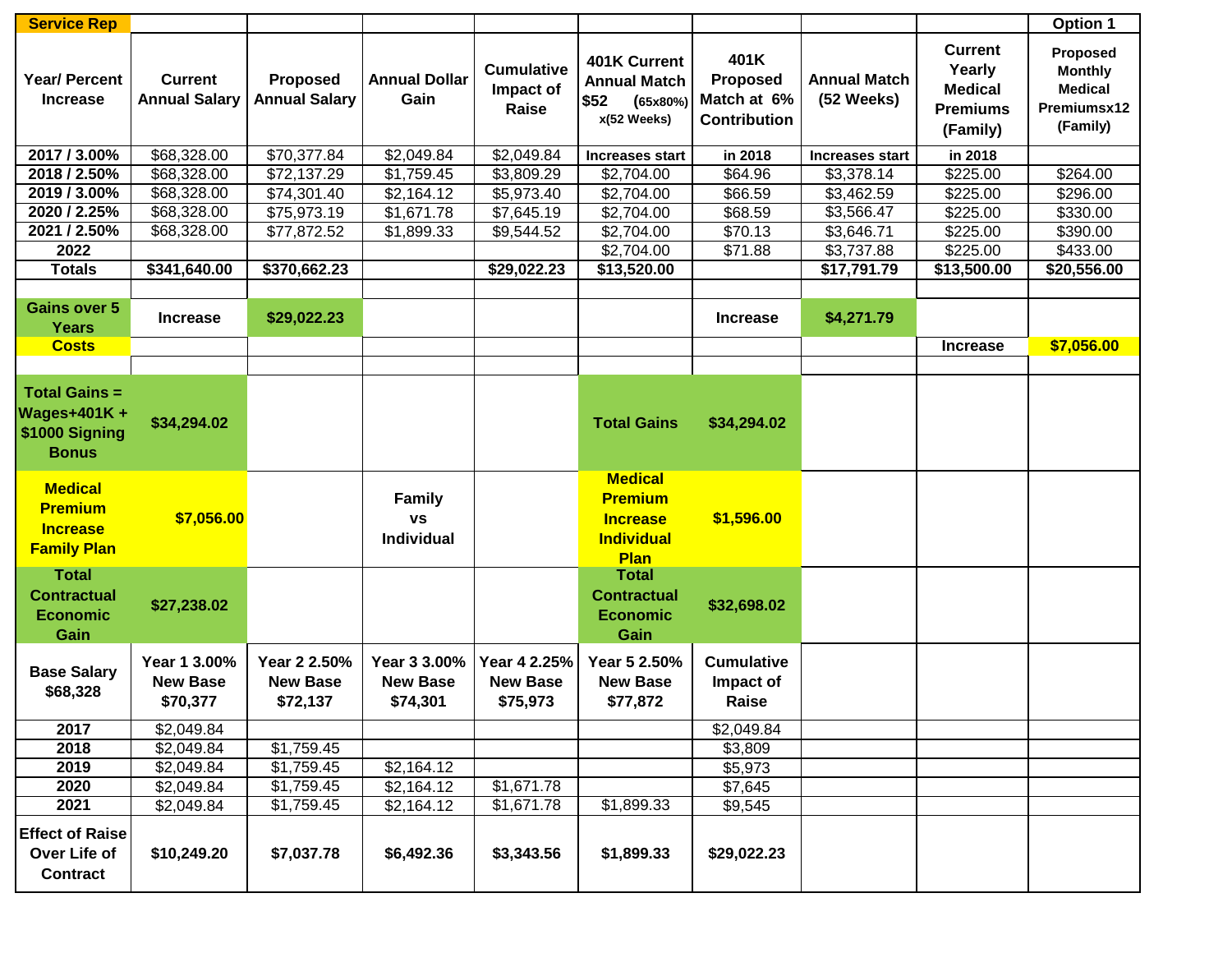| Service Rep | | | | | | | | | Option 1 |
|---|---|---|---|---|---|---|---|---|---|
| Year/ Percent Increase | Current Annual Salary | Proposed Annual Salary | Annual Dollar Gain | Cumulative Impact of Raise | 401K Current Annual Match $52 (65x80%) x(52 Weeks) | 401K Proposed Match at 6% Contribution | Annual Match (52 Weeks) | Current Yearly Medical Premiums (Family) | Proposed Monthly Medical Premiumsx12 (Family) |
| 2017 / 3.00% | $68,328.00 | $70,377.84 | $2,049.84 | $2,049.84 | Increases start | in 2018 | Increases start | in 2018 | |
| 2018 / 2.50% | $68,328.00 | $72,137.29 | $1,759.45 | $3,809.29 | $2,704.00 | $64.96 | $3,378.14 | $225.00 | $264.00 |
| 2019 / 3.00% | $68,328.00 | $74,301.40 | $2,164.12 | $5,973.40 | $2,704.00 | $66.59 | $3,462.59 | $225.00 | $296.00 |
| 2020 / 2.25% | $68,328.00 | $75,973.19 | $1,671.78 | $7,645.19 | $2,704.00 | $68.59 | $3,566.47 | $225.00 | $330.00 |
| 2021 / 2.50% | $68,328.00 | $77,872.52 | $1,899.33 | $9,544.52 | $2,704.00 | $70.13 | $3,646.71 | $225.00 | $390.00 |
| 2022 | | | | | $2,704.00 | $71.88 | $3,737.88 | $225.00 | $433.00 |
| Totals | $341,640.00 | $370,662.23 | | $29,022.23 | $13,520.00 | | $17,791.79 | $13,500.00 | $20,556.00 |
| | | | | | | | | | |
| Gains over 5 Years | Increase | $29,022.23 | | | | Increase | $4,271.79 | | |
| Costs | | | | | | | | Increase | $7,056.00 |
| | | | | | | | | | |
| Total Gains = Wages+401K + $1000 Signing Bonus | $34,294.02 | | | | Total Gains | $34,294.02 | | | |
| Medical Premium Increase Family Plan | $7,056.00 | | Family vs Individual | | Medical Premium Increase Individual Plan | $1,596.00 | | | |
| Total Contractual Economic Gain | $27,238.02 | | | | Total Contractual Economic Gain | $32,698.02 | | | |
| Base Salary $68,328 | Year 1 3.00% New Base $70,377 | Year 2 2.50% New Base $72,137 | Year 3 3.00% New Base $74,301 | Year 4 2.25% New Base $75,973 | Year 5 2.50% New Base $77,872 | Cumulative Impact of Raise | | | |
| 2017 | $2,049.84 | | | | | $2,049.84 | | | |
| 2018 | $2,049.84 | $1,759.45 | | | | $3,809 | | | |
| 2019 | $2,049.84 | $1,759.45 | $2,164.12 | | | $5,973 | | | |
| 2020 | $2,049.84 | $1,759.45 | $2,164.12 | $1,671.78 | | $7,645 | | | |
| 2021 | $2,049.84 | $1,759.45 | $2,164.12 | $1,671.78 | $1,899.33 | $9,545 | | | |
| Effect of Raise Over Life of Contract | $10,249.20 | $7,037.78 | $6,492.36 | $3,343.56 | $1,899.33 | $29,022.23 | | | |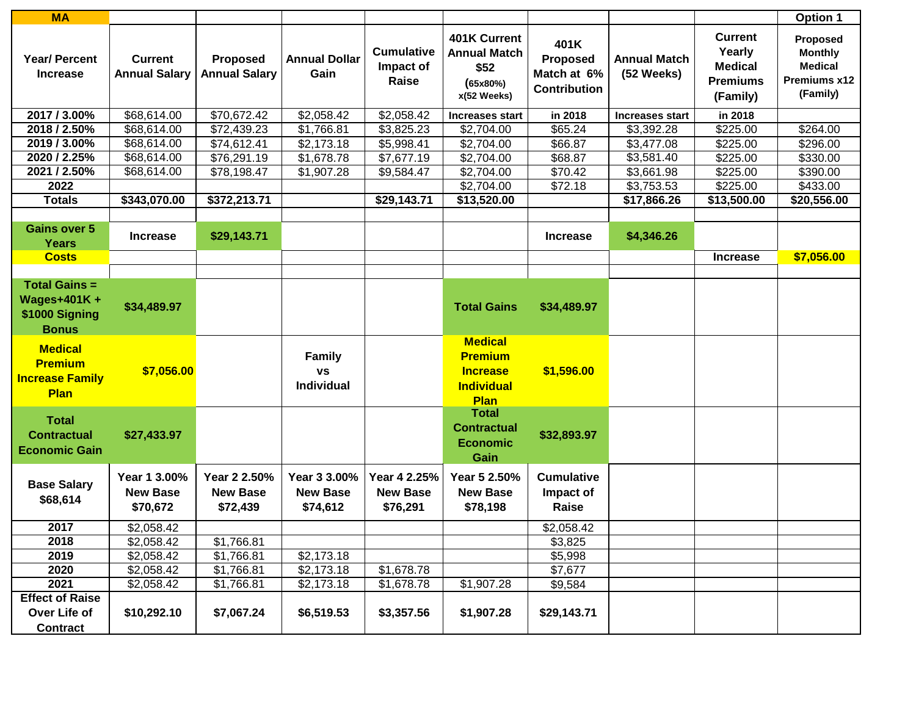| MA | | | | | | | | | Option 1 |
|---|---|---|---|---|---|---|---|---|---|
| **Year/ Percent Increase** | **Current Annual Salary** | **Proposed Annual Salary** | **Annual Dollar Gain** | **Cumulative Impact of Raise** | **401K Current Annual Match $52 (65x80%) x(52 Weeks)** | **401K Proposed Match at 6% Contribution** | **Annual Match (52 Weeks)** | **Current Yearly Medical Premiums (Family)** | **Proposed Monthly Medical Premiums x12 (Family)** |
| **2017 / 3.00%** | $68,614.00 | $70,672.42 | $2,058.42 | $2,058.42 | **Increases start** | **in 2018** | **Increases start** | **in 2018** | |
| **2018 / 2.50%** | $68,614.00 | $72,439.23 | $1,766.81 | $3,825.23 | $2,704.00 | $65.24 | $3,392.28 | $225.00 | $264.00 |
| **2019 / 3.00%** | $68,614.00 | $74,612.41 | $2,173.18 | $5,998.41 | $2,704.00 | $66.87 | $3,477.08 | $225.00 | $296.00 |
| **2020 / 2.25%** | $68,614.00 | $76,291.19 | $1,678.78 | $7,677.19 | $2,704.00 | $68.87 | $3,581.40 | $225.00 | $330.00 |
| **2021 / 2.50%** | $68,614.00 | $78,198.47 | $1,907.28 | $9,584.47 | $2,704.00 | $70.42 | $3,661.98 | $225.00 | $390.00 |
| **2022** | | | | | $2,704.00 | $72.18 | $3,753.53 | $225.00 | $433.00 |
| **Totals** | **$343,070.00** | **$372,213.71** | | **$29,143.71** | **$13,520.00** | | **$17,866.26** | **$13,500.00** | **$20,556.00** |
| | | | | | | | | | |
| **Gains over 5 Years** | **Increase** | **$29,143.71** | | | | **Increase** | **$4,346.26** | | |
| **Costs** | | | | | | | | **Increase** | **$7,056.00** |
| | | | | | | | | | |
| **Total Gains = Wages+401K + $1000 Signing Bonus** | **$34,489.97** | | | | **Total Gains** | **$34,489.97** | | | |
| **Medical Premium Increase Family Plan** | **$7,056.00** | | **Family vs Individual** | | **Medical Premium Increase Individual Plan** | **$1,596.00** | | | |
| **Total Contractual Economic Gain** | **$27,433.97** | | | | **Total Contractual Economic Gain** | **$32,893.97** | | | |
| **Base Salary $68,614** | **Year 1 3.00% New Base $70,672** | **Year 2 2.50% New Base $72,439** | **Year 3 3.00% New Base $74,612** | **Year 4 2.25% New Base $76,291** | **Year 5 2.50% New Base $78,198** | **Cumulative Impact of Raise** | | | |
| **2017** | $2,058.42 | | | | | $2,058.42 | | | |
| **2018** | $2,058.42 | $1,766.81 | | | | $3,825 | | | |
| **2019** | $2,058.42 | $1,766.81 | $2,173.18 | | | $5,998 | | | |
| **2020** | $2,058.42 | $1,766.81 | $2,173.18 | $1,678.78 | | $7,677 | | | |
| **2021** | $2,058.42 | $1,766.81 | $2,173.18 | $1,678.78 | $1,907.28 | $9,584 | | | |
| **Effect of Raise Over Life of Contract** | **$10,292.10** | **$7,067.24** | **$6,519.53** | **$3,357.56** | **$1,907.28** | **$29,143.71** | | | |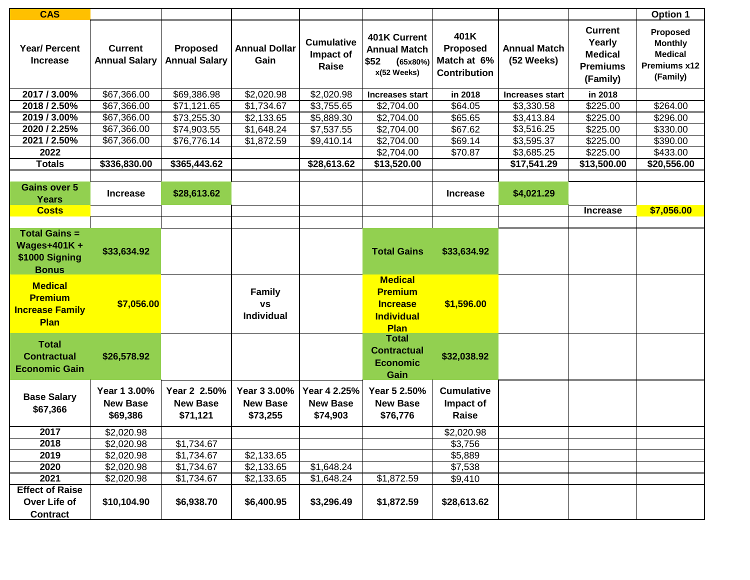| CAS | | | | | | | | | Option 1 |
|---|---|---|---|---|---|---|---|---|---|
| Year/ Percent Increase | Current Annual Salary | Proposed Annual Salary | Annual Dollar Gain | Cumulative Impact of Raise | 401K Current Annual Match $52 (65x80%) x(52 Weeks) | 401K Proposed Match at 6% Contribution | Annual Match (52 Weeks) | Current Yearly Medical Premiums (Family) | Proposed Monthly Medical Premiums x12 (Family) |
| 2017 / 3.00% | $67,366.00 | $69,386.98 | $2,020.98 | $2,020.98 | Increases start | in 2018 | Increases start | in 2018 | |
| 2018 / 2.50% | $67,366.00 | $71,121.65 | $1,734.67 | $3,755.65 | $2,704.00 | $64.05 | $3,330.58 | $225.00 | $264.00 |
| 2019 / 3.00% | $67,366.00 | $73,255.30 | $2,133.65 | $5,889.30 | $2,704.00 | $65.65 | $3,413.84 | $225.00 | $296.00 |
| 2020 / 2.25% | $67,366.00 | $74,903.55 | $1,648.24 | $7,537.55 | $2,704.00 | $67.62 | $3,516.25 | $225.00 | $330.00 |
| 2021 / 2.50% | $67,366.00 | $76,776.14 | $1,872.59 | $9,410.14 | $2,704.00 | $69.14 | $3,595.37 | $225.00 | $390.00 |
| 2022 | | | | | $2,704.00 | $70.87 | $3,685.25 | $225.00 | $433.00 |
| Totals | $336,830.00 | $365,443.62 | | $28,613.62 | $13,520.00 | | $17,541.29 | $13,500.00 | $20,556.00 |
| | | | | | | | | | |
| Gains over 5 Years | Increase | $28,613.62 | | | | Increase | $4,021.29 | | |
| Costs | | | | | | | | Increase | $7,056.00 |
| | | | | | | | | | |
| Total Gains = Wages+401K + $1000 Signing Bonus | $33,634.92 | | | | Total Gains | $33,634.92 | | | |
| Medical Premium Increase Family Plan | $7,056.00 | | Family vs Individual | | Medical Premium Increase Individual Plan | $1,596.00 | | | |
| Total Contractual Economic Gain | $26,578.92 | | | | Total Contractual Economic Gain | $32,038.92 | | | |
| Base Salary $67,366 | Year 1 3.00% New Base $69,386 | Year 2 2.50% New Base $71,121 | Year 3 3.00% New Base $73,255 | Year 4 2.25% New Base $74,903 | Year 5 2.50% New Base $76,776 | Cumulative Impact of Raise | | | |
| 2017 | $2,020.98 | | | | | $2,020.98 | | | |
| 2018 | $2,020.98 | $1,734.67 | | | | $3,756 | | | |
| 2019 | $2,020.98 | $1,734.67 | $2,133.65 | | | $5,889 | | | |
| 2020 | $2,020.98 | $1,734.67 | $2,133.65 | $1,648.24 | | $7,538 | | | |
| 2021 | $2,020.98 | $1,734.67 | $2,133.65 | $1,648.24 | $1,872.59 | $9,410 | | | |
| Effect of Raise Over Life of Contract | $10,104.90 | $6,938.70 | $6,400.95 | $3,296.49 | $1,872.59 | $28,613.62 | | | |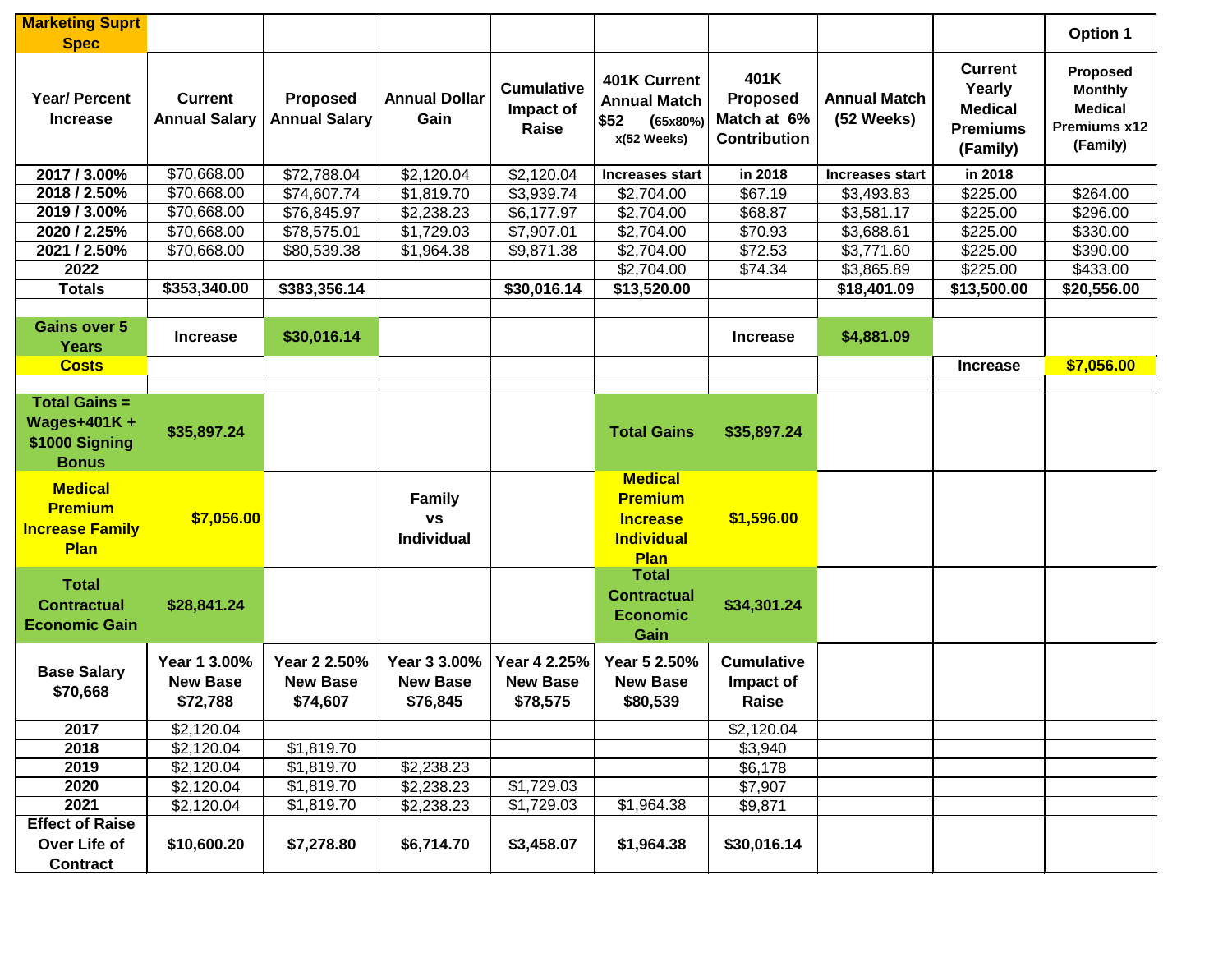| Marketing Suprt Spec | | | | | | | | | Option 1 |
|---|---|---|---|---|---|---|---|---|---|
| Year/ Percent Increase | Current Annual Salary | Proposed Annual Salary | Annual Dollar Gain | Cumulative Impact of Raise | 401K Current Annual Match $52 (65x80%) x(52 Weeks) | 401K Proposed Match at 6% Contribution | Annual Match (52 Weeks) | Current Yearly Medical Premiums (Family) | Proposed Monthly Medical Premiums x12 (Family) |
| 2017 / 3.00% | $70,668.00 | $72,788.04 | $2,120.04 | $2,120.04 | Increases start | in 2018 | Increases start | in 2018 | |
| 2018 / 2.50% | $70,668.00 | $74,607.74 | $1,819.70 | $3,939.74 | $2,704.00 | $67.19 | $3,493.83 | $225.00 | $264.00 |
| 2019 / 3.00% | $70,668.00 | $76,845.97 | $2,238.23 | $6,177.97 | $2,704.00 | $68.87 | $3,581.17 | $225.00 | $296.00 |
| 2020 / 2.25% | $70,668.00 | $78,575.01 | $1,729.03 | $7,907.01 | $2,704.00 | $70.93 | $3,688.61 | $225.00 | $330.00 |
| 2021 / 2.50% | $70,668.00 | $80,539.38 | $1,964.38 | $9,871.38 | $2,704.00 | $72.53 | $3,771.60 | $225.00 | $390.00 |
| 2022 | | | | | $2,704.00 | $74.34 | $3,865.89 | $225.00 | $433.00 |
| Totals | $353,340.00 | $383,356.14 | | $30,016.14 | $13,520.00 | | $18,401.09 | $13,500.00 | $20,556.00 |
| | | | | | | | | | |
| Gains over 5 Years | Increase | $30,016.14 | | | | Increase | $4,881.09 | | |
| Costs | | | | | | | | Increase | $7,056.00 |
| | | | | | | | | | |
| Total Gains = Wages+401K + $1000 Signing Bonus | $35,897.24 | | | | Total Gains | $35,897.24 | | | |
| Medical Premium Increase Family Plan | $7,056.00 | | Family vs Individual | | Medical Premium Increase Individual Plan | $1,596.00 | | | |
| Total Contractual Economic Gain | $28,841.24 | | | | Total Contractual Economic Gain | $34,301.24 | | | |
| Base Salary $70,668 | Year 1 3.00% New Base $72,788 | Year 2 2.50% New Base $74,607 | Year 3 3.00% New Base $76,845 | Year 4 2.25% New Base $78,575 | Year 5 2.50% New Base $80,539 | Cumulative Impact of Raise | | | |
| 2017 | $2,120.04 | | | | | $2,120.04 | | | |
| 2018 | $2,120.04 | $1,819.70 | | | | $3,940 | | | |
| 2019 | $2,120.04 | $1,819.70 | $2,238.23 | | | $6,178 | | | |
| 2020 | $2,120.04 | $1,819.70 | $2,238.23 | $1,729.03 | | $7,907 | | | |
| 2021 | $2,120.04 | $1,819.70 | $2,238.23 | $1,729.03 | $1,964.38 | $9,871 | | | |
| Effect of Raise Over Life of Contract | $10,600.20 | $7,278.80 | $6,714.70 | $3,458.07 | $1,964.38 | $30,016.14 | | | |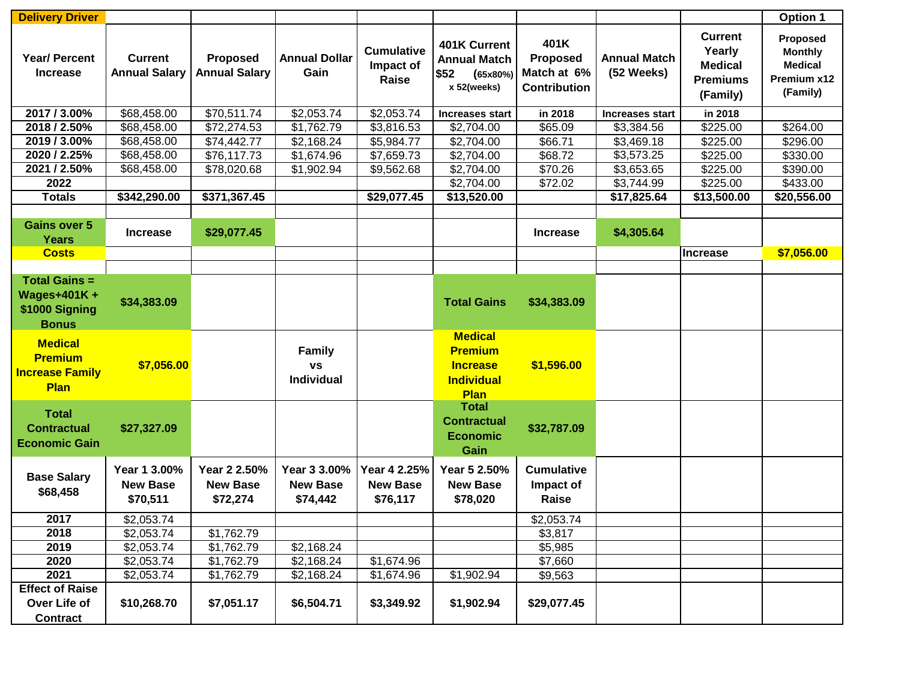| Delivery Driver | | | | | | | | | Option 1 |
|---|---|---|---|---|---|---|---|---|---|
| Year/ Percent Increase | Current Annual Salary | Proposed Annual Salary | Annual Dollar Gain | Cumulative Impact of Raise | 401K Current Annual Match $52 (65x80%) x 52(weeks) | 401K Proposed Match at 6% Contribution | Annual Match (52 Weeks) | Current Yearly Medical Premiums (Family) | Proposed Monthly Medical Premium x12 (Family) |
| 2017 / 3.00% | $68,458.00 | $70,511.74 | $2,053.74 | $2,053.74 | Increases start | in 2018 | Increases start | in 2018 | |
| 2018 / 2.50% | $68,458.00 | $72,274.53 | $1,762.79 | $3,816.53 | $2,704.00 | $65.09 | $3,384.56 | $225.00 | $264.00 |
| 2019 / 3.00% | $68,458.00 | $74,442.77 | $2,168.24 | $5,984.77 | $2,704.00 | $66.71 | $3,469.18 | $225.00 | $296.00 |
| 2020 / 2.25% | $68,458.00 | $76,117.73 | $1,674.96 | $7,659.73 | $2,704.00 | $68.72 | $3,573.25 | $225.00 | $330.00 |
| 2021 / 2.50% | $68,458.00 | $78,020.68 | $1,902.94 | $9,562.68 | $2,704.00 | $70.26 | $3,653.65 | $225.00 | $390.00 |
| 2022 | | | | | $2,704.00 | $72.02 | $3,744.99 | $225.00 | $433.00 |
| Totals | $342,290.00 | $371,367.45 | | $29,077.45 | $13,520.00 | | $17,825.64 | $13,500.00 | $20,556.00 |
| | | | | | | | | | |
| Gains over 5 Years | Increase | $29,077.45 | | | | Increase | $4,305.64 | | |
| Costs | | | | | | | | Increase | $7,056.00 |
| | | | | | | | | | |
| Total Gains = Wages+401K + $1000 Signing Bonus | $34,383.09 | | | | Total Gains | $34,383.09 | | | |
| Medical Premium Increase Family Plan | $7,056.00 | | Family vs Individual | | Medical Premium Increase Individual Plan | $1,596.00 | | | |
| Total Contractual Economic Gain | $27,327.09 | | | | Total Contractual Economic Gain | $32,787.09 | | | |
| Base Salary $68,458 | Year 1 3.00% New Base $70,511 | Year 2 2.50% New Base $72,274 | Year 3 3.00% New Base $74,442 | Year 4 2.25% New Base $76,117 | Year 5 2.50% New Base $78,020 | Cumulative Impact of Raise | | | |
| 2017 | $2,053.74 | | | | | $2,053.74 | | | |
| 2018 | $2,053.74 | $1,762.79 | | | | $3,817 | | | |
| 2019 | $2,053.74 | $1,762.79 | $2,168.24 | | | $5,985 | | | |
| 2020 | $2,053.74 | $1,762.79 | $2,168.24 | $1,674.96 | | $7,660 | | | |
| 2021 | $2,053.74 | $1,762.79 | $2,168.24 | $1,674.96 | $1,902.94 | $9,563 | | | |
| Effect of Raise Over Life of Contract | $10,268.70 | $7,051.17 | $6,504.71 | $3,349.92 | $1,902.94 | $29,077.45 | | | |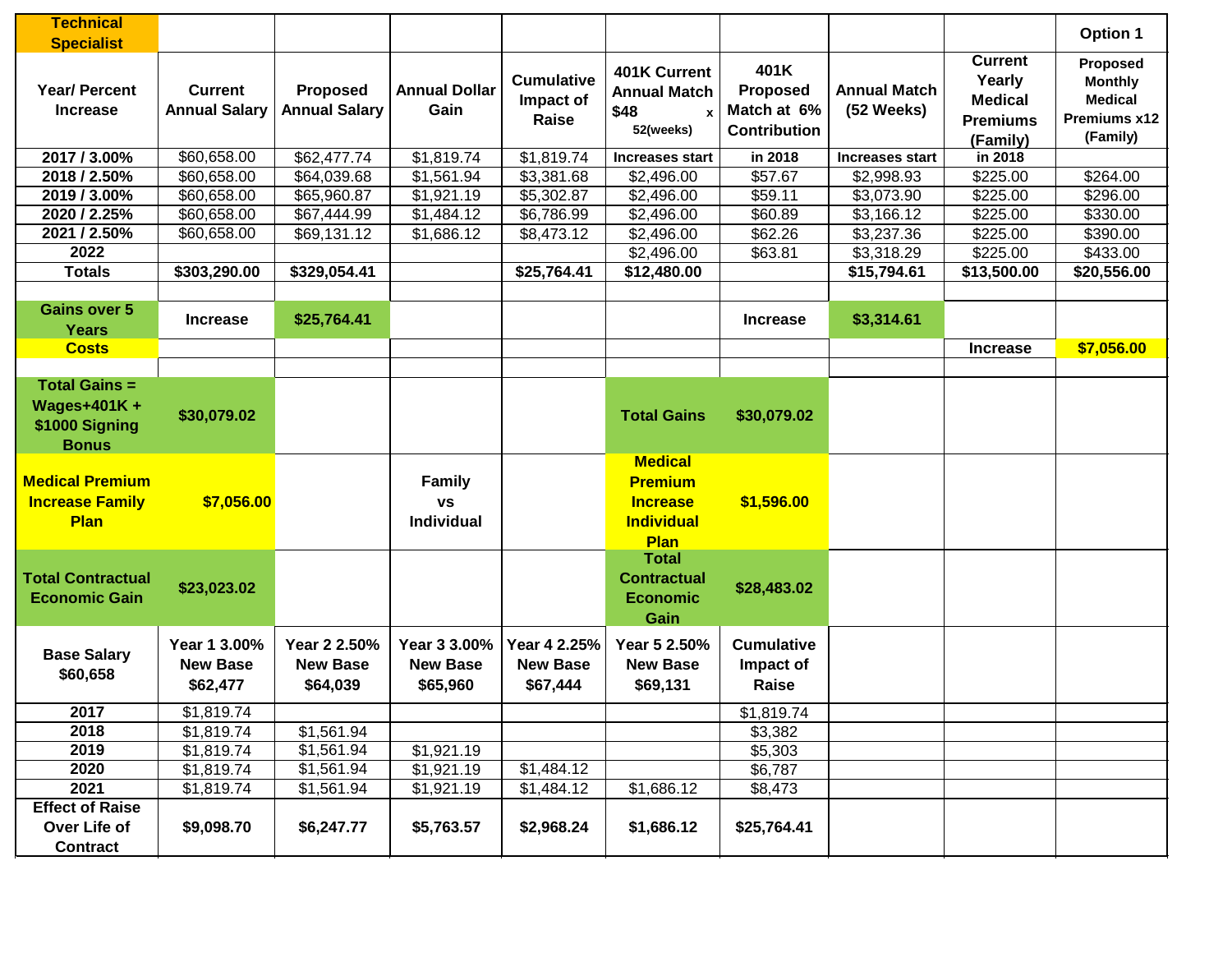| Technical Specialist | | | | | | | | | Option 1 |
|---|---|---|---|---|---|---|---|---|---|
| Year/ Percent Increase | Current Annual Salary | Proposed Annual Salary | Annual Dollar Gain | Cumulative Impact of Raise | 401K Current Annual Match $48 x 52(weeks) | 401K Proposed Match at 6% Contribution | Annual Match (52 Weeks) | Current Yearly Medical Premiums (Family) | Proposed Monthly Medical Premiums x12 (Family) |
| 2017 / 3.00% | $60,658.00 | $62,477.74 | $1,819.74 | $1,819.74 | Increases start | in 2018 | Increases start | in 2018 | |
| 2018 / 2.50% | $60,658.00 | $64,039.68 | $1,561.94 | $3,381.68 | $2,496.00 | $57.67 | $2,998.93 | $225.00 | $264.00 |
| 2019 / 3.00% | $60,658.00 | $65,960.87 | $1,921.19 | $5,302.87 | $2,496.00 | $59.11 | $3,073.90 | $225.00 | $296.00 |
| 2020 / 2.25% | $60,658.00 | $67,444.99 | $1,484.12 | $6,786.99 | $2,496.00 | $60.89 | $3,166.12 | $225.00 | $330.00 |
| 2021 / 2.50% | $60,658.00 | $69,131.12 | $1,686.12 | $8,473.12 | $2,496.00 | $62.26 | $3,237.36 | $225.00 | $390.00 |
| 2022 | | | | | $2,496.00 | $63.81 | $3,318.29 | $225.00 | $433.00 |
| **Totals** | **$303,290.00** | **$329,054.41** | | **$25,764.41** | **$12,480.00** | | **$15,794.61** | **$13,500.00** | **$20,556.00** |
| | | | | | | | | | |
| **Gains over 5 Years** | **Increase** | **$25,764.41** | | | | **Increase** | **$3,314.61** | | |
| **Costs** | | | | | | | | **Increase** | **$7,056.00** |
| | | | | | | | | | |
| **Total Gains = Wages+401K + $1000 Signing Bonus** | **$30,079.02** | | | | **Total Gains** | **$30,079.02** | | | |
| **Medical Premium Increase Family Plan** | **$7,056.00** | | **Family vs Individual** | | **Medical Premium Increase Individual Plan** | **$1,596.00** | | | |
| **Total Contractual Economic Gain** | **$23,023.02** | | | | **Total Contractual Economic Gain** | **$28,483.02** | | | |
| **Base Salary $60,658** | **Year 1 3.00% New Base $62,477** | **Year 2 2.50% New Base $64,039** | **Year 3 3.00% New Base $65,960** | **Year 4 2.25% New Base $67,444** | **Year 5 2.50% New Base $69,131** | **Cumulative Impact of Raise** | | | |
| 2017 | $1,819.74 | | | | | $1,819.74 | | | |
| 2018 | $1,819.74 | $1,561.94 | | | | $3,382 | | | |
| 2019 | $1,819.74 | $1,561.94 | $1,921.19 | | | $5,303 | | | |
| 2020 | $1,819.74 | $1,561.94 | $1,921.19 | $1,484.12 | | $6,787 | | | |
| 2021 | $1,819.74 | $1,561.94 | $1,921.19 | $1,484.12 | $1,686.12 | $8,473 | | | |
| **Effect of Raise Over Life of Contract** | **$9,098.70** | **$6,247.77** | **$5,763.57** | **$2,968.24** | **$1,686.12** | **$25,764.41** | | | |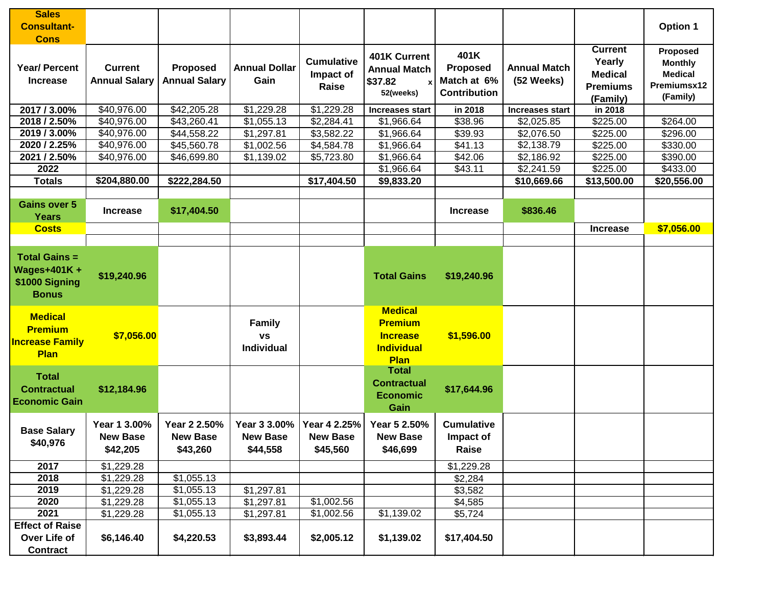| Sales Consultant-Cons | | | | | | | | | Option 1 |
|---|---|---|---|---|---|---|---|---|---|
| Year/ Percent Increase | Current Annual Salary | Proposed Annual Salary | Annual Dollar Gain | Cumulative Impact of Raise | 401K Current Annual Match $37.82 x 52(weeks) | 401K Proposed Match at 6% Contribution | Annual Match (52 Weeks) | Current Yearly Medical Premiums (Family) | Proposed Monthly Medical Premiumsx12 (Family) |
| 2017 / 3.00% | $40,976.00 | $42,205.28 | $1,229.28 | $1,229.28 | Increases start | in 2018 | Increases start | in 2018 | |
| 2018 / 2.50% | $40,976.00 | $43,260.41 | $1,055.13 | $2,284.41 | $1,966.64 | $38.96 | $2,025.85 | $225.00 | $264.00 |
| 2019 / 3.00% | $40,976.00 | $44,558.22 | $1,297.81 | $3,582.22 | $1,966.64 | $39.93 | $2,076.50 | $225.00 | $296.00 |
| 2020 / 2.25% | $40,976.00 | $45,560.78 | $1,002.56 | $4,584.78 | $1,966.64 | $41.13 | $2,138.79 | $225.00 | $330.00 |
| 2021 / 2.50% | $40,976.00 | $46,699.80 | $1,139.02 | $5,723.80 | $1,966.64 | $42.06 | $2,186.92 | $225.00 | $390.00 |
| 2022 | | | | | $1,966.64 | $43.11 | $2,241.59 | $225.00 | $433.00 |
| Totals | $204,880.00 | $222,284.50 | | $17,404.50 | $9,833.20 | | $10,669.66 | $13,500.00 | $20,556.00 |
| | | | | | | | | | |
| Gains over 5 Years | Increase | $17,404.50 | | | | Increase | $836.46 | | |
| Costs | | | | | | | | Increase | $7,056.00 |
| | | | | | | | | | |
| Total Gains = Wages+401K + $1000 Signing Bonus | $19,240.96 | | | | Total Gains | $19,240.96 | | | |
| Medical Premium Increase Family Plan | $7,056.00 | | Family vs Individual | | Medical Premium Increase Individual Plan | $1,596.00 | | | |
| Total Contractual Economic Gain | $12,184.96 | | | | Total Contractual Economic Gain | $17,644.96 | | | |
| Base Salary $40,976 | Year 1 3.00% New Base $42,205 | Year 2 2.50% New Base $43,260 | Year 3 3.00% New Base $44,558 | Year 4 2.25% New Base $45,560 | Year 5 2.50% New Base $46,699 | Cumulative Impact of Raise | | | |
| 2017 | $1,229.28 | | | | | $1,229.28 | | | |
| 2018 | $1,229.28 | $1,055.13 | | | | $2,284 | | | |
| 2019 | $1,229.28 | $1,055.13 | $1,297.81 | | | $3,582 | | | |
| 2020 | $1,229.28 | $1,055.13 | $1,297.81 | $1,002.56 | | $4,585 | | | |
| 2021 | $1,229.28 | $1,055.13 | $1,297.81 | $1,002.56 | $1,139.02 | $5,724 | | | |
| Effect of Raise Over Life of Contract | $6,146.40 | $4,220.53 | $3,893.44 | $2,005.12 | $1,139.02 | $17,404.50 | | | |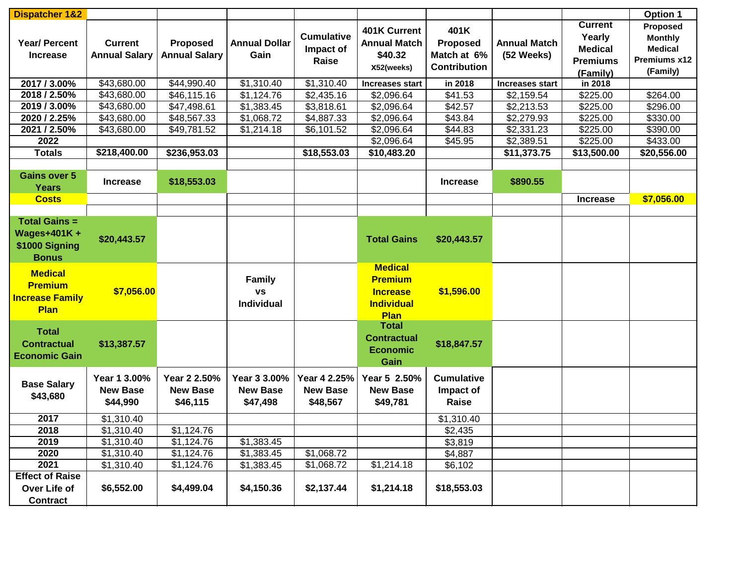| Dispatcher 1&2 | | | | | | | | | Option 1 |
|---|---|---|---|---|---|---|---|---|---|
| Year/ Percent Increase | Current Annual Salary | Proposed Annual Salary | Annual Dollar Gain | Cumulative Impact of Raise | 401K Current Annual Match $40.32 X52(weeks) | 401K Proposed Match at 6% Contribution | Annual Match (52 Weeks) | Current Yearly Medical Premiums (Family) | Proposed Monthly Medical Premiums x12 (Family) |
| 2017 / 3.00% | $43,680.00 | $44,990.40 | $1,310.40 | $1,310.40 | Increases start | in 2018 | Increases start | in 2018 | |
| 2018 / 2.50% | $43,680.00 | $46,115.16 | $1,124.76 | $2,435.16 | $2,096.64 | $41.53 | $2,159.54 | $225.00 | $264.00 |
| 2019 / 3.00% | $43,680.00 | $47,498.61 | $1,383.45 | $3,818.61 | $2,096.64 | $42.57 | $2,213.53 | $225.00 | $296.00 |
| 2020 / 2.25% | $43,680.00 | $48,567.33 | $1,068.72 | $4,887.33 | $2,096.64 | $43.84 | $2,279.93 | $225.00 | $330.00 |
| 2021 / 2.50% | $43,680.00 | $49,781.52 | $1,214.18 | $6,101.52 | $2,096.64 | $44.83 | $2,331.23 | $225.00 | $390.00 |
| 2022 | | | | | $2,096.64 | $45.95 | $2,389.51 | $225.00 | $433.00 |
| Totals | $218,400.00 | $236,953.03 | | $18,553.03 | $10,483.20 | | $11,373.75 | $13,500.00 | $20,556.00 |
| | | | | | | | | | |
| Gains over 5 Years | Increase | $18,553.03 | | | | Increase | $890.55 | | |
| Costs | | | | | | | | Increase | $7,056.00 |
| | | | | | | | | | |
| Total Gains = Wages+401K + $1000 Signing Bonus | $20,443.57 | | | | Total Gains | $20,443.57 | | | |
| Medical Premium Increase Family Plan | $7,056.00 | | Family vs Individual | | Medical Premium Increase Individual Plan | $1,596.00 | | | |
| Total Contractual Economic Gain | $13,387.57 | | | | Total Contractual Economic Gain | $18,847.57 | | | |
| Base Salary $43,680 | Year 1 3.00% New Base $44,990 | Year 2 2.50% New Base $46,115 | Year 3 3.00% New Base $47,498 | Year 4 2.25% New Base $48,567 | Year 5 2.50% New Base $49,781 | Cumulative Impact of Raise | | | |
| 2017 | $1,310.40 | | | | | $1,310.40 | | | |
| 2018 | $1,310.40 | $1,124.76 | | | | $2,435 | | | |
| 2019 | $1,310.40 | $1,124.76 | $1,383.45 | | | $3,819 | | | |
| 2020 | $1,310.40 | $1,124.76 | $1,383.45 | $1,068.72 | | $4,887 | | | |
| 2021 | $1,310.40 | $1,124.76 | $1,383.45 | $1,068.72 | $1,214.18 | $6,102 | | | |
| Effect of Raise Over Life of Contract | $6,552.00 | $4,499.04 | $4,150.36 | $2,137.44 | $1,214.18 | $18,553.03 | | | |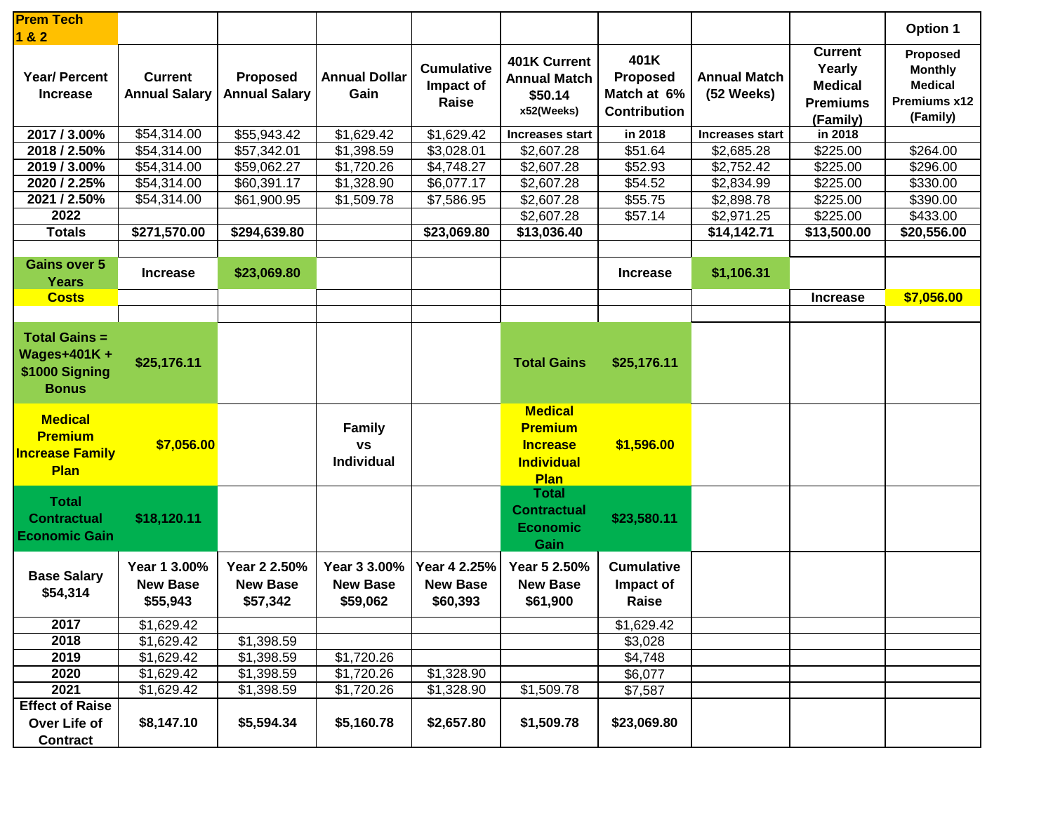| Prem Tech 1 & 2 | | | | | | | | | Option 1 |
|---|---|---|---|---|---|---|---|---|---|
| Year/ Percent Increase | Current Annual Salary | Proposed Annual Salary | Annual Dollar Gain | Cumulative Impact of Raise | 401K Current Annual Match $50.14 x52(Weeks) | 401K Proposed Match at 6% Contribution | Annual Match (52 Weeks) | Current Yearly Medical Premiums (Family) | Proposed Monthly Medical Premiums x12 (Family) |
| 2017 / 3.00% | $54,314.00 | $55,943.42 | $1,629.42 | $1,629.42 | Increases start | in 2018 | Increases start | in 2018 | |
| 2018 / 2.50% | $54,314.00 | $57,342.01 | $1,398.59 | $3,028.01 | $2,607.28 | $51.64 | $2,685.28 | $225.00 | $264.00 |
| 2019 / 3.00% | $54,314.00 | $59,062.27 | $1,720.26 | $4,748.27 | $2,607.28 | $52.93 | $2,752.42 | $225.00 | $296.00 |
| 2020 / 2.25% | $54,314.00 | $60,391.17 | $1,328.90 | $6,077.17 | $2,607.28 | $54.52 | $2,834.99 | $225.00 | $330.00 |
| 2021 / 2.50% | $54,314.00 | $61,900.95 | $1,509.78 | $7,586.95 | $2,607.28 | $55.75 | $2,898.78 | $225.00 | $390.00 |
| 2022 | | | | | $2,607.28 | $57.14 | $2,971.25 | $225.00 | $433.00 |
| Totals | $271,570.00 | $294,639.80 | | $23,069.80 | $13,036.40 | | $14,142.71 | $13,500.00 | $20,556.00 |
| | | | | | | | | | |
| Gains over 5 Years | Increase | $23,069.80 | | | | Increase | $1,106.31 | | |
| Costs | | | | | | | | Increase | $7,056.00 |
| | | | | | | | | | |
| Total Gains = Wages+401K + $1000 Signing Bonus | $25,176.11 | | | | Total Gains | $25,176.11 | | | |
| Medical Premium Increase Family Plan | $7,056.00 | | Family vs Individual | | Medical Premium Increase Individual Plan | $1,596.00 | | | |
| Total Contractual Economic Gain | $18,120.11 | | | | Total Contractual Economic Gain | $23,580.11 | | | |
| Base Salary $54,314 | Year 1 3.00% New Base $55,943 | Year 2 2.50% New Base $57,342 | Year 3 3.00% New Base $59,062 | Year 4 2.25% New Base $60,393 | Year 5 2.50% New Base $61,900 | Cumulative Impact of Raise | | | |
| 2017 | $1,629.42 | | | | | $1,629.42 | | | |
| 2018 | $1,629.42 | $1,398.59 | | | | $3,028 | | | |
| 2019 | $1,629.42 | $1,398.59 | $1,720.26 | | | $4,748 | | | |
| 2020 | $1,629.42 | $1,398.59 | $1,720.26 | $1,328.90 | | $6,077 | | | |
| 2021 | $1,629.42 | $1,398.59 | $1,720.26 | $1,328.90 | $1,509.78 | $7,587 | | | |
| Effect of Raise Over Life of Contract | $8,147.10 | $5,594.34 | $5,160.78 | $2,657.80 | $1,509.78 | $23,069.80 | | | |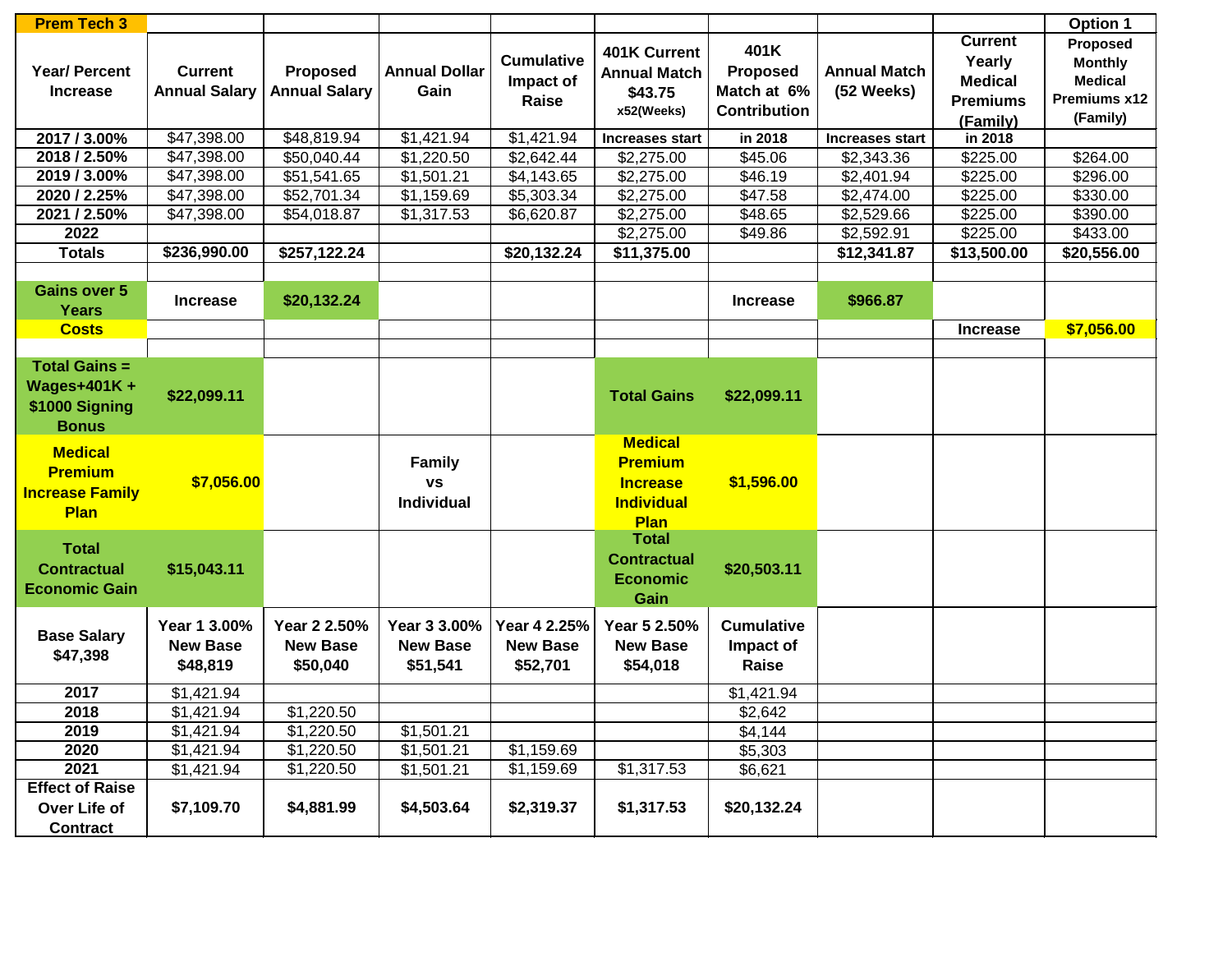| Prem Tech 3 | | | | | | | | | Option 1 |
|---|---|---|---|---|---|---|---|---|---|
| Year/ Percent Increase | Current Annual Salary | Proposed Annual Salary | Annual Dollar Gain | Cumulative Impact of Raise | 401K Current Annual Match $43.75 x52(Weeks) | 401K Proposed Match at 6% Contribution | Annual Match (52 Weeks) | Current Yearly Medical Premiums (Family) | Proposed Monthly Medical Premiums x12 (Family) |
| 2017 / 3.00% | $47,398.00 | $48,819.94 | $1,421.94 | $1,421.94 | Increases start | in 2018 | Increases start | in 2018 | |
| 2018 / 2.50% | $47,398.00 | $50,040.44 | $1,220.50 | $2,642.44 | $2,275.00 | $45.06 | $2,343.36 | $225.00 | $264.00 |
| 2019 / 3.00% | $47,398.00 | $51,541.65 | $1,501.21 | $4,143.65 | $2,275.00 | $46.19 | $2,401.94 | $225.00 | $296.00 |
| 2020 / 2.25% | $47,398.00 | $52,701.34 | $1,159.69 | $5,303.34 | $2,275.00 | $47.58 | $2,474.00 | $225.00 | $330.00 |
| 2021 / 2.50% | $47,398.00 | $54,018.87 | $1,317.53 | $6,620.87 | $2,275.00 | $48.65 | $2,529.66 | $225.00 | $390.00 |
| 2022 | | | | | $2,275.00 | $49.86 | $2,592.91 | $225.00 | $433.00 |
| Totals | $236,990.00 | $257,122.24 | | $20,132.24 | $11,375.00 | | $12,341.87 | $13,500.00 | $20,556.00 |
| | | | | | | | | | |
| Gains over 5 Years | Increase | $20,132.24 | | | | Increase | $966.87 | | |
| Costs | | | | | | | | Increase | $7,056.00 |
| | | | | | | | | | |
| Total Gains = Wages+401K + $1000 Signing Bonus | $22,099.11 | | | | Total Gains | $22,099.11 | | | |
| Medical Premium Increase Family Plan | $7,056.00 | | Family vs Individual | | Medical Premium Increase Individual Plan | $1,596.00 | | | |
| Total Contractual Economic Gain | $15,043.11 | | | | Total Contractual Economic Gain | $20,503.11 | | | |
| Base Salary $47,398 | Year 1 3.00% New Base $48,819 | Year 2 2.50% New Base $50,040 | Year 3 3.00% New Base $51,541 | Year 4 2.25% New Base $52,701 | Year 5 2.50% New Base $54,018 | Cumulative Impact of Raise | | | |
| 2017 | $1,421.94 | | | | | $1,421.94 | | | |
| 2018 | $1,421.94 | $1,220.50 | | | | $2,642 | | | |
| 2019 | $1,421.94 | $1,220.50 | $1,501.21 | | | $4,144 | | | |
| 2020 | $1,421.94 | $1,220.50 | $1,501.21 | $1,159.69 | | $5,303 | | | |
| 2021 | $1,421.94 | $1,220.50 | $1,501.21 | $1,159.69 | $1,317.53 | $6,621 | | | |
| Effect of Raise Over Life of Contract | $7,109.70 | $4,881.99 | $4,503.64 | $2,319.37 | $1,317.53 | $20,132.24 | | | |